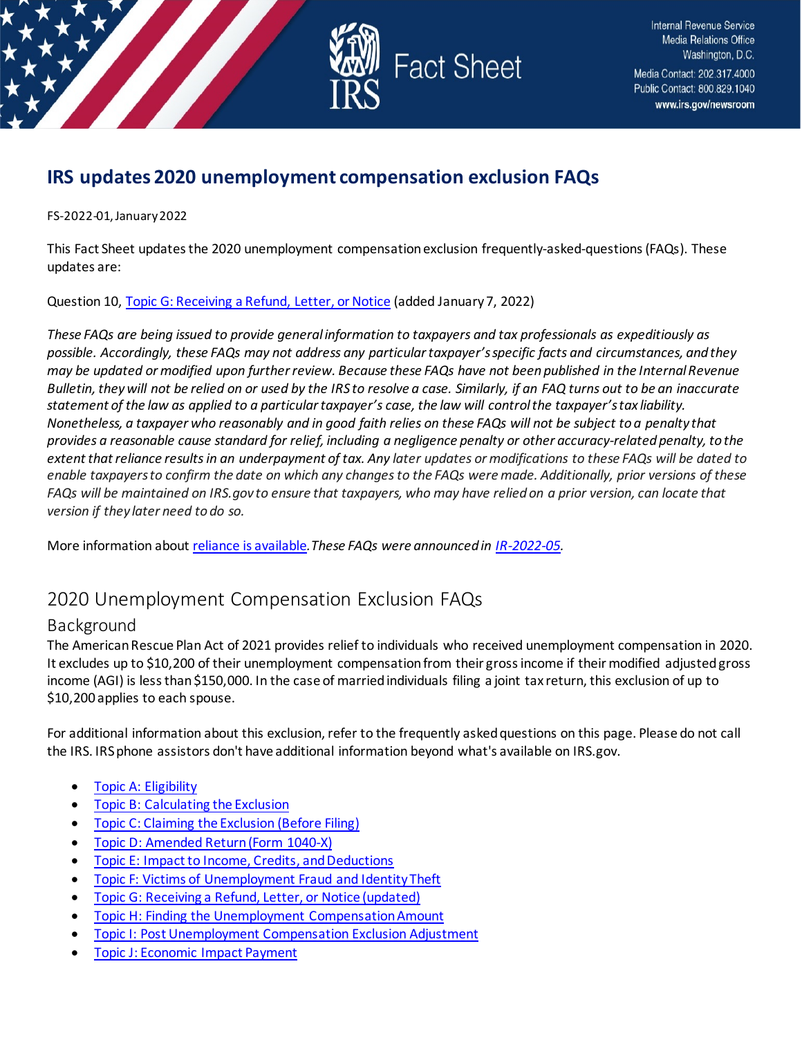Internal Revenue Service
Media Relations Office
Washington, D.C.
Media Contact: 202.317.4000
Public Contact: 800.829.1040
www.irs.gov/newsroom

Fact Sheet

# IRS updates 2020 unemployment compensation exclusion FAQs

FS-2022-01, January 2022

This Fact Sheet updates the 2020 unemployment compensation exclusion frequently-asked-questions (FAQs). These updates are:

Question 10, Topic G: Receiving a Refund, Letter, or Notice (added January 7, 2022)

*These FAQs are being issued to provide general information to taxpayers and tax professionals as expeditiously as possible. Accordingly, these FAQs may not address any particular taxpayer's specific facts and circumstances, and they may be updated or modified upon further review. Because these FAQs have not been published in the Internal Revenue Bulletin, they will not be relied on or used by the IRS to resolve a case. Similarly, if an FAQ turns out to be an inaccurate statement of the law as applied to a particular taxpayer's case, the law will control the taxpayer's tax liability. Nonetheless, a taxpayer who reasonably and in good faith relies on these FAQs will not be subject to a penalty that provides a reasonable cause standard for relief, including a negligence penalty or other accuracy-related penalty, to the extent that reliance results in an underpayment of tax. Any later updates or modifications to these FAQs will be dated to enable taxpayers to confirm the date on which any changes to the FAQs were made. Additionally, prior versions of these FAQs will be maintained on IRS.gov to ensure that taxpayers, who may have relied on a prior version, can locate that version if they later need to do so.*

More information about reliance is available. *These FAQs were announced in IR-2022-05.*

## 2020 Unemployment Compensation Exclusion FAQs

### Background

The American Rescue Plan Act of 2021 provides relief to individuals who received unemployment compensation in 2020. It excludes up to $10,200 of their unemployment compensation from their gross income if their modified adjusted gross income (AGI) is less than $150,000. In the case of married individuals filing a joint tax return, this exclusion of up to $10,200 applies to each spouse.

For additional information about this exclusion, refer to the frequently asked questions on this page. Please do not call the IRS. IRS phone assistors don't have additional information beyond what's available on IRS.gov.

- Topic A: Eligibility
- Topic B: Calculating the Exclusion
- Topic C: Claiming the Exclusion (Before Filing)
- Topic D: Amended Return (Form 1040-X)
- Topic E: Impact to Income, Credits, and Deductions
- Topic F: Victims of Unemployment Fraud and Identity Theft
- Topic G: Receiving a Refund, Letter, or Notice (updated)
- Topic H: Finding the Unemployment Compensation Amount
- Topic I: Post Unemployment Compensation Exclusion Adjustment
- Topic J: Economic Impact Payment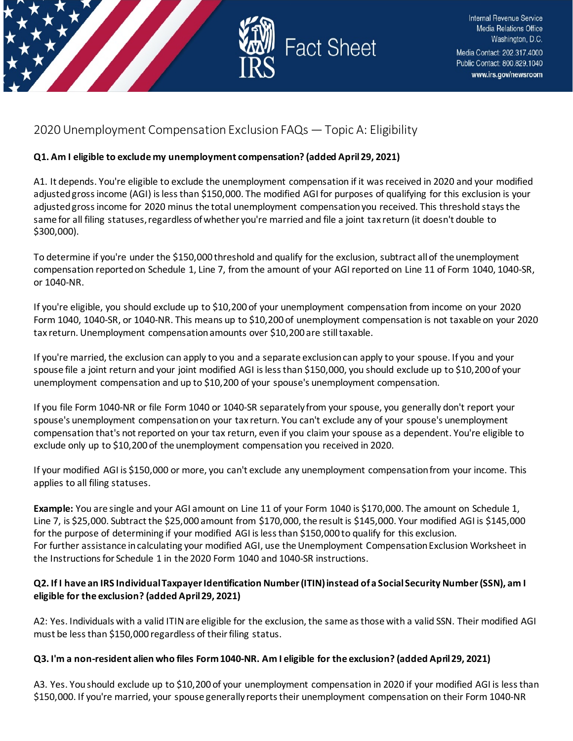# 2020 Unemployment Compensation Exclusion FAQs — Topic A: Eligibility

**Q1. Am I eligible to exclude my unemployment compensation? (added April 29, 2021)**

A1. It depends. You're eligible to exclude the unemployment compensation if it was received in 2020 and your modified adjusted gross income (AGI) is less than $150,000. The modified AGI for purposes of qualifying for this exclusion is your adjusted gross income for 2020 minus the total unemployment compensation you received. This threshold stays the same for all filing statuses, regardless of whether you're married and file a joint tax return (it doesn't double to $300,000).

To determine if you're under the $150,000 threshold and qualify for the exclusion, subtract all of the unemployment compensation reported on Schedule 1, Line 7, from the amount of your AGI reported on Line 11 of Form 1040, 1040-SR, or 1040-NR.

If you're eligible, you should exclude up to $10,200 of your unemployment compensation from income on your 2020 Form 1040, 1040-SR, or 1040-NR. This means up to $10,200 of unemployment compensation is not taxable on your 2020 tax return. Unemployment compensation amounts over $10,200 are still taxable.

If you're married, the exclusion can apply to you and a separate exclusion can apply to your spouse. If you and your spouse file a joint return and your joint modified AGI is less than $150,000, you should exclude up to $10,200 of your unemployment compensation and up to $10,200 of your spouse's unemployment compensation.

If you file Form 1040-NR or file Form 1040 or 1040-SR separately from your spouse, you generally don't report your spouse's unemployment compensation on your tax return. You can't exclude any of your spouse's unemployment compensation that's not reported on your tax return, even if you claim your spouse as a dependent. You're eligible to exclude only up to $10,200 of the unemployment compensation you received in 2020.

If your modified AGI is $150,000 or more, you can't exclude any unemployment compensation from your income. This applies to all filing statuses.

**Example:** You are single and your AGI amount on Line 11 of your Form 1040 is $170,000. The amount on Schedule 1, Line 7, is $25,000. Subtract the $25,000 amount from $170,000, the result is $145,000. Your modified AGI is $145,000 for the purpose of determining if your modified AGI is less than $150,000 to qualify for this exclusion.
For further assistance in calculating your modified AGI, use the Unemployment Compensation Exclusion Worksheet in the Instructions for Schedule 1 in the 2020 Form 1040 and 1040-SR instructions.

**Q2. If I have an IRS Individual Taxpayer Identification Number (ITIN) instead of a Social Security Number (SSN), am I eligible for the exclusion? (added April 29, 2021)**

A2: Yes. Individuals with a valid ITIN are eligible for the exclusion, the same as those with a valid SSN. Their modified AGI must be less than $150,000 regardless of their filing status.

**Q3. I'm a non-resident alien who files Form 1040-NR. Am I eligible for the exclusion? (added April 29, 2021)**

A3. Yes. You should exclude up to $10,200 of your unemployment compensation in 2020 if your modified AGI is less than $150,000. If you're married, your spouse generally reports their unemployment compensation on their Form 1040-NR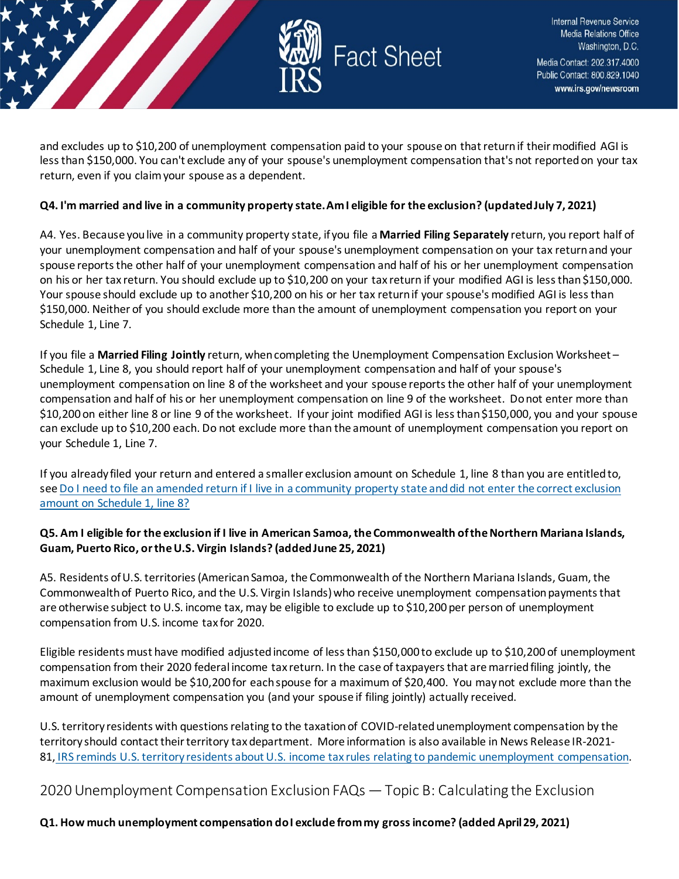and excludes up to $10,200 of unemployment compensation paid to your spouse on that return if their modified AGI is less than $150,000. You can't exclude any of your spouse's unemployment compensation that's not reported on your tax return, even if you claim your spouse as a dependent.

**Q4. I'm married and live in a community property state. Am I eligible for the exclusion? (updated July 7, 2021)**

A4. Yes. Because you live in a community property state, if you file a **Married Filing Separately** return, you report half of your unemployment compensation and half of your spouse's unemployment compensation on your tax return and your spouse reports the other half of your unemployment compensation and half of his or her unemployment compensation on his or her tax return. You should exclude up to $10,200 on your tax return if your modified AGI is less than $150,000. Your spouse should exclude up to another $10,200 on his or her tax return if your spouse's modified AGI is less than $150,000. Neither of you should exclude more than the amount of unemployment compensation you report on your Schedule 1, Line 7.

If you file a **Married Filing Jointly** return, when completing the Unemployment Compensation Exclusion Worksheet – Schedule 1, Line 8, you should report half of your unemployment compensation and half of your spouse's unemployment compensation on line 8 of the worksheet and your spouse reports the other half of your unemployment compensation and half of his or her unemployment compensation on line 9 of the worksheet. Do not enter more than $10,200 on either line 8 or line 9 of the worksheet. If your joint modified AGI is less than $150,000, you and your spouse can exclude up to $10,200 each. Do not exclude more than the amount of unemployment compensation you report on your Schedule 1, Line 7.

If you already filed your return and entered a smaller exclusion amount on Schedule 1, line 8 than you are entitled to, see Do I need to file an amended return if I live in a community property state and did not enter the correct exclusion amount on Schedule 1, line 8?

**Q5. Am I eligible for the exclusion if I live in American Samoa, the Commonwealth of the Northern Mariana Islands, Guam, Puerto Rico, or the U.S. Virgin Islands? (added June 25, 2021)**

A5. Residents of U.S. territories (American Samoa, the Commonwealth of the Northern Mariana Islands, Guam, the Commonwealth of Puerto Rico, and the U.S. Virgin Islands) who receive unemployment compensation payments that are otherwise subject to U.S. income tax, may be eligible to exclude up to $10,200 per person of unemployment compensation from U.S. income tax for 2020.

Eligible residents must have modified adjusted income of less than $150,000 to exclude up to $10,200 of unemployment compensation from their 2020 federal income tax return. In the case of taxpayers that are married filing jointly, the maximum exclusion would be $10,200 for each spouse for a maximum of $20,400. You may not exclude more than the amount of unemployment compensation you (and your spouse if filing jointly) actually received.

U.S. territory residents with questions relating to the taxation of COVID-related unemployment compensation by the territory should contact their territory tax department. More information is also available in News Release IR-2021-81, IRS reminds U.S. territory residents about U.S. income tax rules relating to pandemic unemployment compensation.

## 2020 Unemployment Compensation Exclusion FAQs — Topic B: Calculating the Exclusion

**Q1. How much unemployment compensation do I exclude from my gross income? (added April 29, 2021)**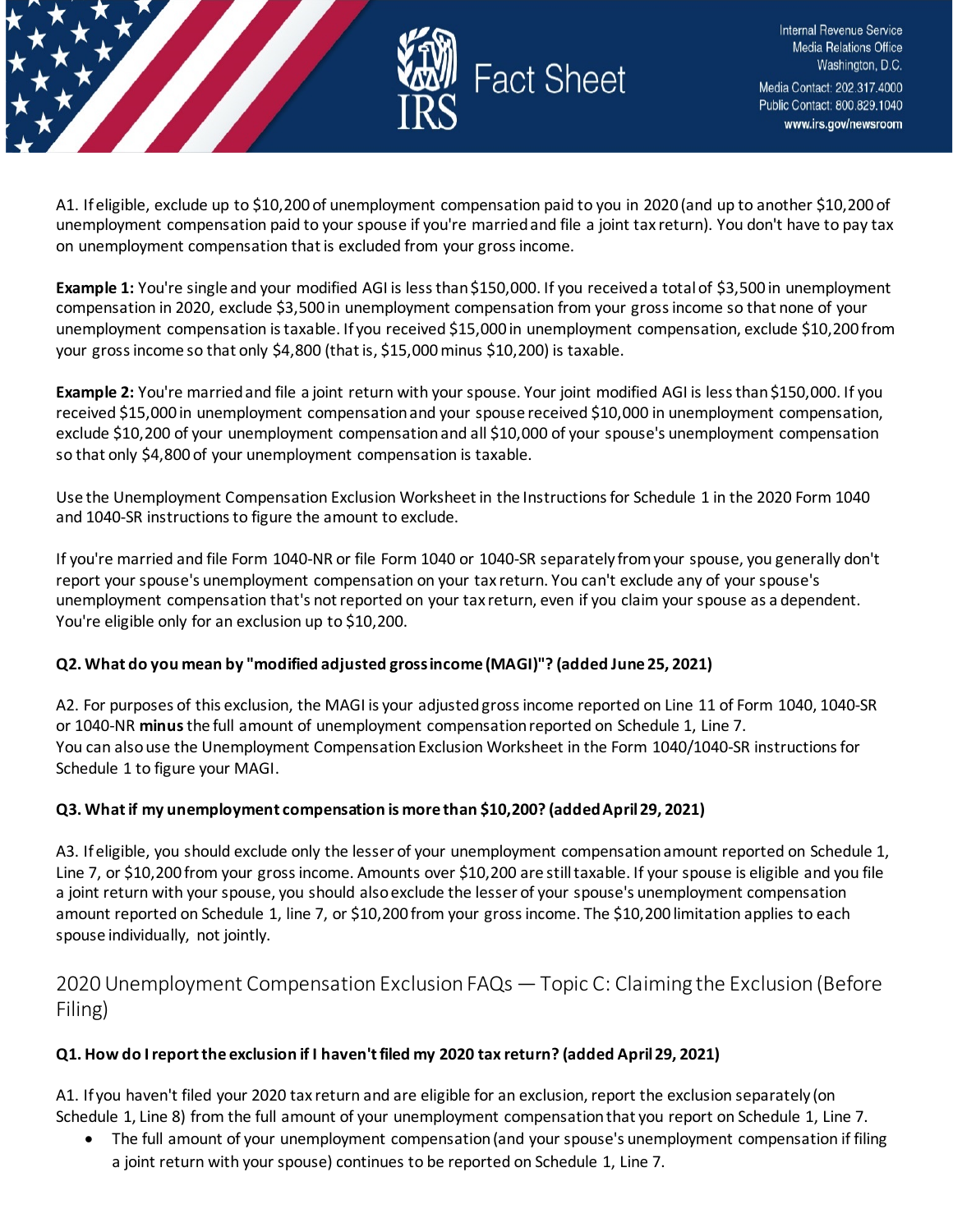A1. If eligible, exclude up to $10,200 of unemployment compensation paid to you in 2020 (and up to another $10,200 of unemployment compensation paid to your spouse if you're married and file a joint tax return). You don't have to pay tax on unemployment compensation that is excluded from your gross income.

**Example 1:** You're single and your modified AGI is less than $150,000. If you received a total of $3,500 in unemployment compensation in 2020, exclude $3,500 in unemployment compensation from your gross income so that none of your unemployment compensation is taxable. If you received $15,000 in unemployment compensation, exclude $10,200 from your gross income so that only $4,800 (that is, $15,000 minus $10,200) is taxable.

**Example 2:** You're married and file a joint return with your spouse. Your joint modified AGI is less than $150,000. If you received $15,000 in unemployment compensation and your spouse received $10,000 in unemployment compensation, exclude $10,200 of your unemployment compensation and all $10,000 of your spouse's unemployment compensation so that only $4,800 of your unemployment compensation is taxable.

Use the Unemployment Compensation Exclusion Worksheet in the Instructions for Schedule 1 in the 2020 Form 1040 and 1040-SR instructions to figure the amount to exclude.

If you're married and file Form 1040-NR or file Form 1040 or 1040-SR separately from your spouse, you generally don't report your spouse's unemployment compensation on your tax return. You can't exclude any of your spouse's unemployment compensation that's not reported on your tax return, even if you claim your spouse as a dependent. You're eligible only for an exclusion up to $10,200.

**Q2. What do you mean by "modified adjusted gross income (MAGI)"? (added June 25, 2021)**

A2. For purposes of this exclusion, the MAGI is your adjusted gross income reported on Line 11 of Form 1040, 1040-SR or 1040-NR **minus** the full amount of unemployment compensation reported on Schedule 1, Line 7.
You can also use the Unemployment Compensation Exclusion Worksheet in the Form 1040/1040-SR instructions for Schedule 1 to figure your MAGI.

**Q3. What if my unemployment compensation is more than $10,200? (added April 29, 2021)**

A3. If eligible, you should exclude only the lesser of your unemployment compensation amount reported on Schedule 1, Line 7, or $10,200 from your gross income. Amounts over $10,200 are still taxable. If your spouse is eligible and you file a joint return with your spouse, you should also exclude the lesser of your spouse's unemployment compensation amount reported on Schedule 1, line 7, or $10,200 from your gross income. The $10,200 limitation applies to each spouse individually, not jointly.

## 2020 Unemployment Compensation Exclusion FAQs — Topic C: Claiming the Exclusion (Before Filing)

**Q1. How do I report the exclusion if I haven't filed my 2020 tax return? (added April 29, 2021)**

A1. If you haven't filed your 2020 tax return and are eligible for an exclusion, report the exclusion separately (on Schedule 1, Line 8) from the full amount of your unemployment compensation that you report on Schedule 1, Line 7.

- The full amount of your unemployment compensation (and your spouse's unemployment compensation if filing a joint return with your spouse) continues to be reported on Schedule 1, Line 7.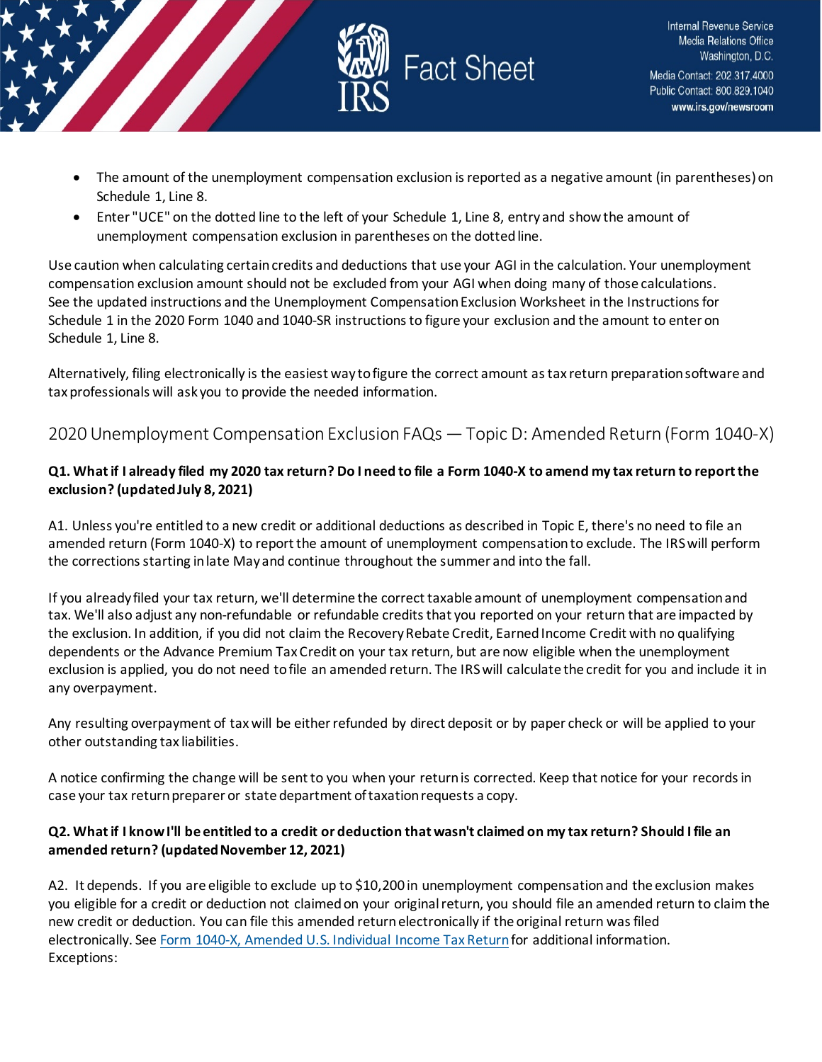- The amount of the unemployment compensation exclusion is reported as a negative amount (in parentheses) on Schedule 1, Line 8.
- Enter "UCE" on the dotted line to the left of your Schedule 1, Line 8, entry and show the amount of unemployment compensation exclusion in parentheses on the dotted line.

Use caution when calculating certain credits and deductions that use your AGI in the calculation. Your unemployment compensation exclusion amount should not be excluded from your AGI when doing many of those calculations. See the updated instructions and the Unemployment Compensation Exclusion Worksheet in the Instructions for Schedule 1 in the 2020 Form 1040 and 1040-SR instructions to figure your exclusion and the amount to enter on Schedule 1, Line 8.

Alternatively, filing electronically is the easiest way to figure the correct amount as tax return preparation software and tax professionals will ask you to provide the needed information.

## 2020 Unemployment Compensation Exclusion FAQs — Topic D: Amended Return (Form 1040-X)

**Q1. What if I already filed my 2020 tax return? Do I need to file a Form 1040-X to amend my tax return to report the exclusion? (updated July 8, 2021)**

A1. Unless you're entitled to a new credit or additional deductions as described in Topic E, there's no need to file an amended return (Form 1040-X) to report the amount of unemployment compensation to exclude. The IRS will perform the corrections starting in late May and continue throughout the summer and into the fall.

If you already filed your tax return, we'll determine the correct taxable amount of unemployment compensation and tax. We'll also adjust any non-refundable or refundable credits that you reported on your return that are impacted by the exclusion. In addition, if you did not claim the Recovery Rebate Credit, Earned Income Credit with no qualifying dependents or the Advance Premium Tax Credit on your tax return, but are now eligible when the unemployment exclusion is applied, you do not need to file an amended return. The IRS will calculate the credit for you and include it in any overpayment.

Any resulting overpayment of tax will be either refunded by direct deposit or by paper check or will be applied to your other outstanding tax liabilities.

A notice confirming the change will be sent to you when your return is corrected. Keep that notice for your records in case your tax return preparer or state department of taxation requests a copy.

**Q2. What if I know I'll be entitled to a credit or deduction that wasn't claimed on my tax return? Should I file an amended return? (updated November 12, 2021)**

A2. It depends. If you are eligible to exclude up to $10,200 in unemployment compensation and the exclusion makes you eligible for a credit or deduction not claimed on your original return, you should file an amended return to claim the new credit or deduction. You can file this amended return electronically if the original return was filed electronically. See Form 1040-X, Amended U.S. Individual Income Tax Return for additional information.
Exceptions: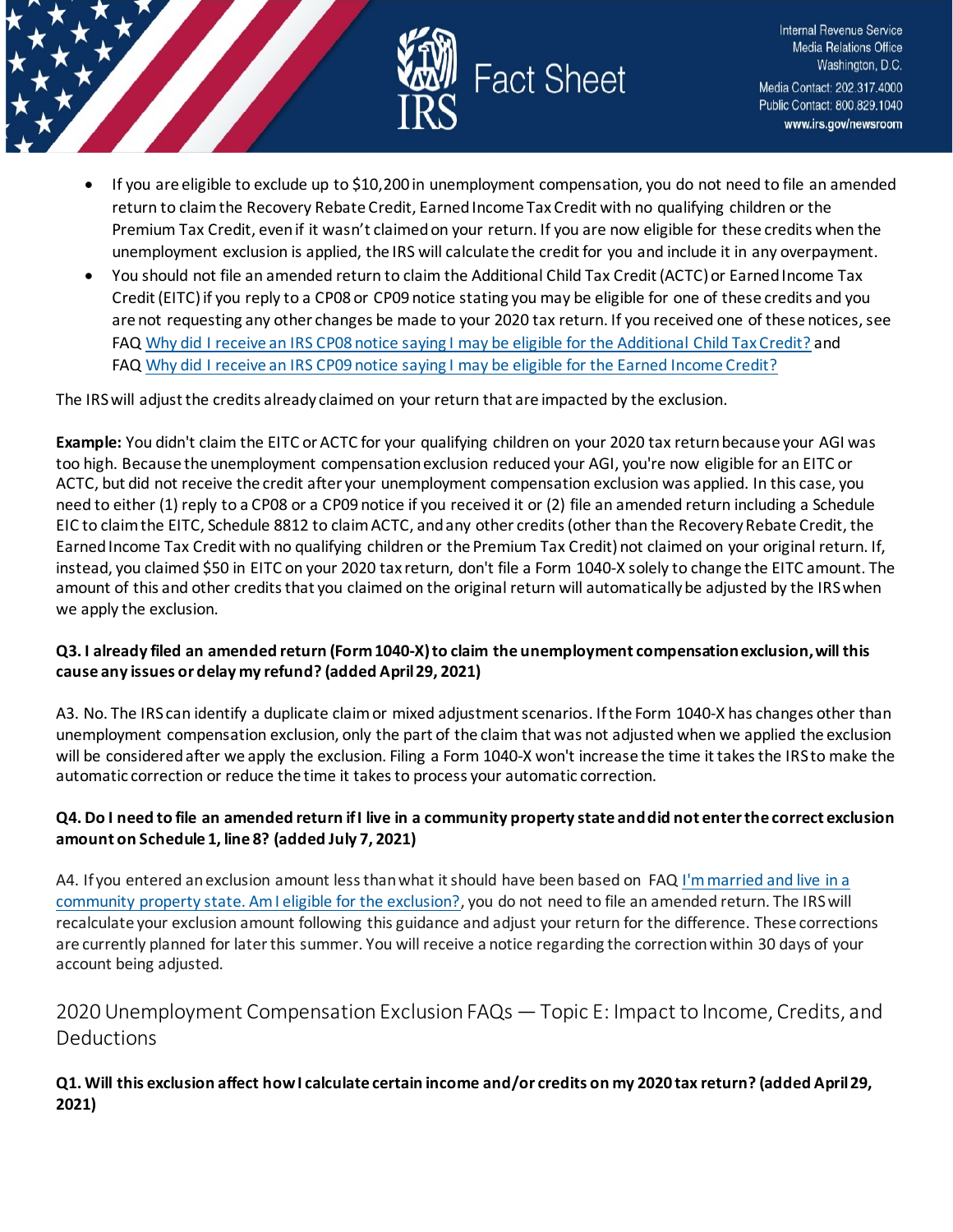- If you are eligible to exclude up to $10,200 in unemployment compensation, you do not need to file an amended return to claim the Recovery Rebate Credit, Earned Income Tax Credit with no qualifying children or the Premium Tax Credit, even if it wasn't claimed on your return. If you are now eligible for these credits when the unemployment exclusion is applied, the IRS will calculate the credit for you and include it in any overpayment.
- You should not file an amended return to claim the Additional Child Tax Credit (ACTC) or Earned Income Tax Credit (EITC) if you reply to a CP08 or CP09 notice stating you may be eligible for one of these credits and you are not requesting any other changes be made to your 2020 tax return. If you received one of these notices, see FAQ [Why did I receive an IRS CP08 notice saying I may be eligible for the Additional Child Tax Credit?]() and FAQ [Why did I receive an IRS CP09 notice saying I may be eligible for the Earned Income Credit?]()

The IRS will adjust the credits already claimed on your return that are impacted by the exclusion.

**Example:** You didn't claim the EITC or ACTC for your qualifying children on your 2020 tax return because your AGI was too high. Because the unemployment compensation exclusion reduced your AGI, you're now eligible for an EITC or ACTC, but did not receive the credit after your unemployment compensation exclusion was applied. In this case, you need to either (1) reply to a CP08 or a CP09 notice if you received it or (2) file an amended return including a Schedule EIC to claim the EITC, Schedule 8812 to claim ACTC, and any other credits (other than the Recovery Rebate Credit, the Earned Income Tax Credit with no qualifying children or the Premium Tax Credit) not claimed on your original return. If, instead, you claimed $50 in EITC on your 2020 tax return, don't file a Form 1040-X solely to change the EITC amount. The amount of this and other credits that you claimed on the original return will automatically be adjusted by the IRS when we apply the exclusion.

**Q3. I already filed an amended return (Form 1040-X) to claim the unemployment compensation exclusion, will this cause any issues or delay my refund? (added April 29, 2021)**

A3. No. The IRS can identify a duplicate claim or mixed adjustment scenarios. If the Form 1040-X has changes other than unemployment compensation exclusion, only the part of the claim that was not adjusted when we applied the exclusion will be considered after we apply the exclusion. Filing a Form 1040-X won't increase the time it takes the IRS to make the automatic correction or reduce the time it takes to process your automatic correction.

**Q4. Do I need to file an amended return if I live in a community property state and did not enter the correct exclusion amount on Schedule 1, line 8? (added July 7, 2021)**

A4. If you entered an exclusion amount less than what it should have been based on FAQ [I'm married and live in a community property state. Am I eligible for the exclusion?](), you do not need to file an amended return. The IRS will recalculate your exclusion amount following this guidance and adjust your return for the difference. These corrections are currently planned for later this summer. You will receive a notice regarding the correction within 30 days of your account being adjusted.

## 2020 Unemployment Compensation Exclusion FAQs — Topic E: Impact to Income, Credits, and Deductions

**Q1. Will this exclusion affect how I calculate certain income and/or credits on my 2020 tax return? (added April 29, 2021)**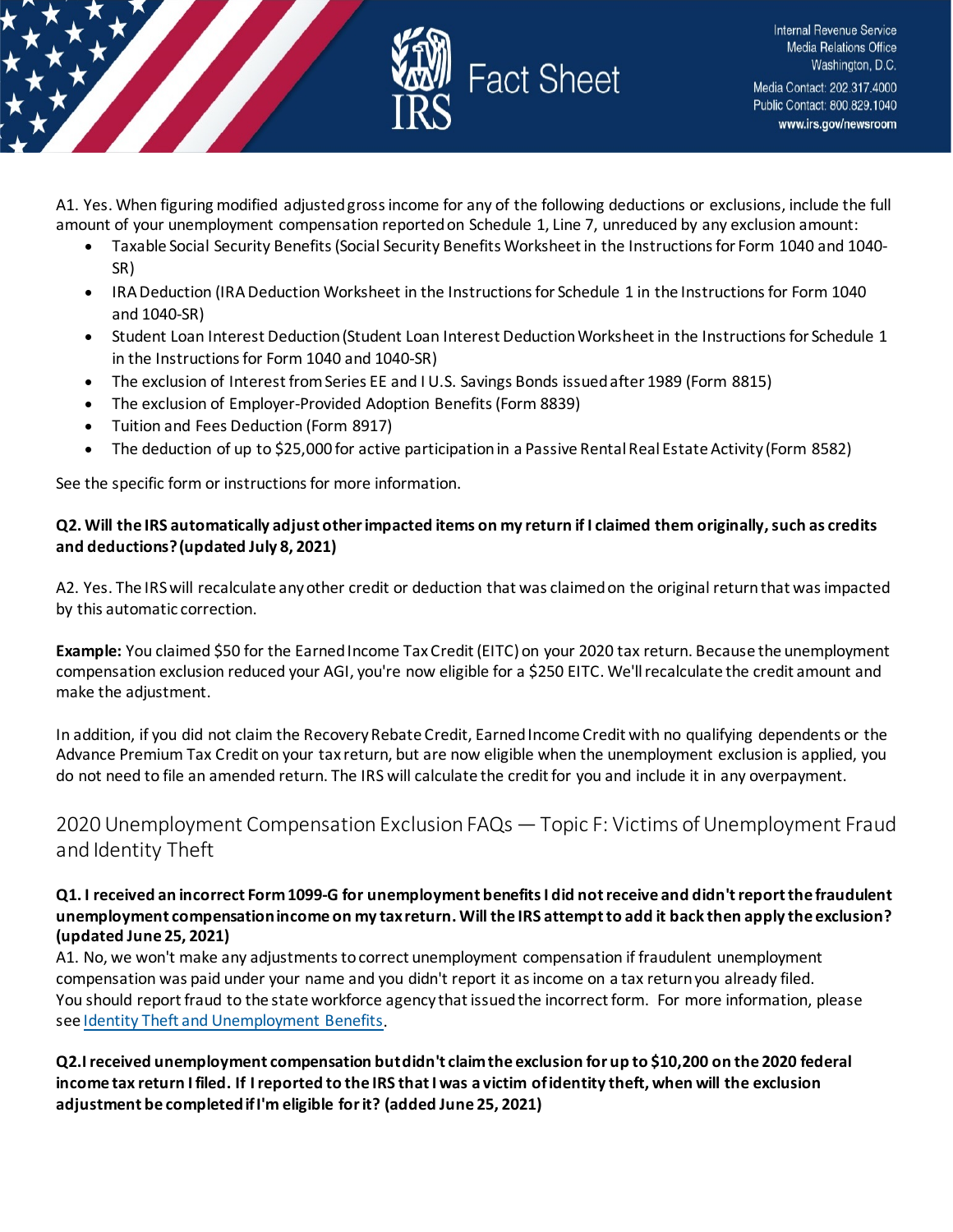A1. Yes. When figuring modified adjusted gross income for any of the following deductions or exclusions, include the full amount of your unemployment compensation reported on Schedule 1, Line 7, unreduced by any exclusion amount:

- Taxable Social Security Benefits (Social Security Benefits Worksheet in the Instructions for Form 1040 and 1040-SR)
- IRA Deduction (IRA Deduction Worksheet in the Instructions for Schedule 1 in the Instructions for Form 1040 and 1040-SR)
- Student Loan Interest Deduction (Student Loan Interest Deduction Worksheet in the Instructions for Schedule 1 in the Instructions for Form 1040 and 1040-SR)
- The exclusion of Interest from Series EE and I U.S. Savings Bonds issued after 1989 (Form 8815)
- The exclusion of Employer-Provided Adoption Benefits (Form 8839)
- Tuition and Fees Deduction (Form 8917)
- The deduction of up to $25,000 for active participation in a Passive Rental Real Estate Activity (Form 8582)

See the specific form or instructions for more information.

**Q2. Will the IRS automatically adjust other impacted items on my return if I claimed them originally, such as credits and deductions? (updated July 8, 2021)**

A2. Yes. The IRS will recalculate any other credit or deduction that was claimed on the original return that was impacted by this automatic correction.

**Example:** You claimed $50 for the Earned Income Tax Credit (EITC) on your 2020 tax return. Because the unemployment compensation exclusion reduced your AGI, you're now eligible for a $250 EITC. We'll recalculate the credit amount and make the adjustment.

In addition, if you did not claim the Recovery Rebate Credit, Earned Income Credit with no qualifying dependents or the Advance Premium Tax Credit on your tax return, but are now eligible when the unemployment exclusion is applied, you do not need to file an amended return. The IRS will calculate the credit for you and include it in any overpayment.

## 2020 Unemployment Compensation Exclusion FAQs — Topic F: Victims of Unemployment Fraud and Identity Theft

**Q1. I received an incorrect Form 1099-G for unemployment benefits I did not receive and didn't report the fraudulent unemployment compensation income on my tax return. Will the IRS attempt to add it back then apply the exclusion? (updated June 25, 2021)**

A1. No, we won't make any adjustments to correct unemployment compensation if fraudulent unemployment compensation was paid under your name and you didn't report it as income on a tax return you already filed. You should report fraud to the state workforce agency that issued the incorrect form. For more information, please see Identity Theft and Unemployment Benefits.

**Q2. I received unemployment compensation but didn't claim the exclusion for up to $10,200 on the 2020 federal income tax return I filed. If I reported to the IRS that I was a victim of identity theft, when will the exclusion adjustment be completed if I'm eligible for it? (added June 25, 2021)**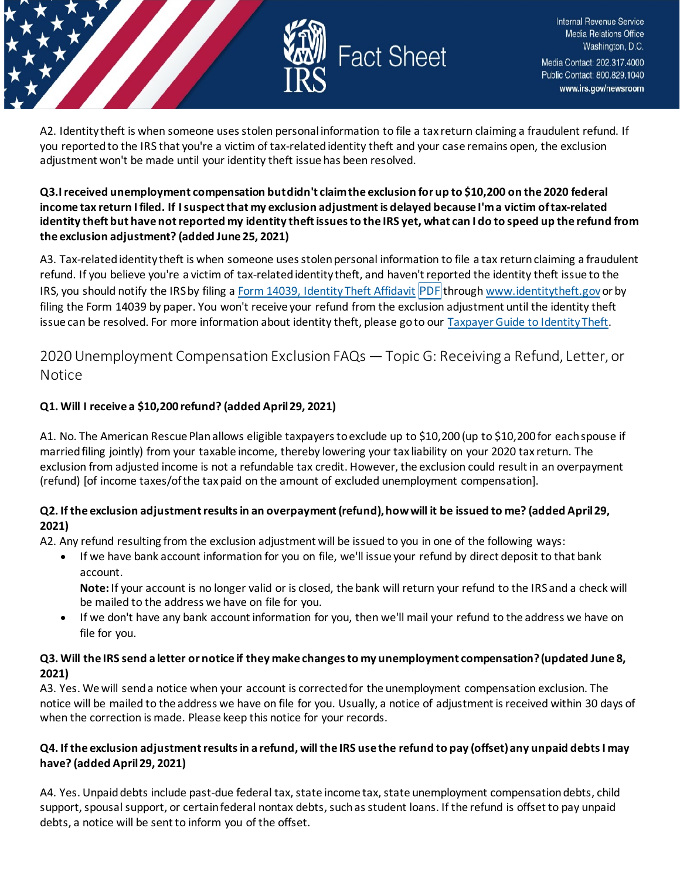A2. Identity theft is when someone uses stolen personal information to file a tax return claiming a fraudulent refund. If you reported to the IRS that you're a victim of tax-related identity theft and your case remains open, the exclusion adjustment won't be made until your identity theft issue has been resolved.

**Q3. I received unemployment compensation but didn't claim the exclusion for up to $10,200 on the 2020 federal income tax return I filed. If I suspect that my exclusion adjustment is delayed because I'm a victim of tax-related identity theft but have not reported my identity theft issues to the IRS yet, what can I do to speed up the refund from the exclusion adjustment? (added June 25, 2021)**

A3. Tax-related identity theft is when someone uses stolen personal information to file a tax return claiming a fraudulent refund. If you believe you're a victim of tax-related identity theft, and haven't reported the identity theft issue to the IRS, you should notify the IRS by filing a Form 14039, Identity Theft Affidavit PDF through www.identitytheft.gov or by filing the Form 14039 by paper. You won't receive your refund from the exclusion adjustment until the identity theft issue can be resolved. For more information about identity theft, please go to our Taxpayer Guide to Identity Theft.

## 2020 Unemployment Compensation Exclusion FAQs — Topic G: Receiving a Refund, Letter, or Notice

**Q1. Will I receive a $10,200 refund? (added April 29, 2021)**

A1. No. The American Rescue Plan allows eligible taxpayers to exclude up to $10,200 (up to $10,200 for each spouse if married filing jointly) from your taxable income, thereby lowering your tax liability on your 2020 tax return. The exclusion from adjusted income is not a refundable tax credit. However, the exclusion could result in an overpayment (refund) [of income taxes/of the tax paid on the amount of excluded unemployment compensation].

**Q2. If the exclusion adjustment results in an overpayment (refund), how will it be issued to me? (added April 29, 2021)**

A2. Any refund resulting from the exclusion adjustment will be issued to you in one of the following ways:

- If we have bank account information for you on file, we'll issue your refund by direct deposit to that bank account.
  **Note:** If your account is no longer valid or is closed, the bank will return your refund to the IRS and a check will be mailed to the address we have on file for you.
- If we don't have any bank account information for you, then we'll mail your refund to the address we have on file for you.

**Q3. Will the IRS send a letter or notice if they make changes to my unemployment compensation? (updated June 8, 2021)**

A3. Yes. We will send a notice when your account is corrected for the unemployment compensation exclusion. The notice will be mailed to the address we have on file for you. Usually, a notice of adjustment is received within 30 days of when the correction is made. Please keep this notice for your records.

**Q4. If the exclusion adjustment results in a refund, will the IRS use the refund to pay (offset) any unpaid debts I may have? (added April 29, 2021)**

A4. Yes. Unpaid debts include past-due federal tax, state income tax, state unemployment compensation debts, child support, spousal support, or certain federal nontax debts, such as student loans. If the refund is offset to pay unpaid debts, a notice will be sent to inform you of the offset.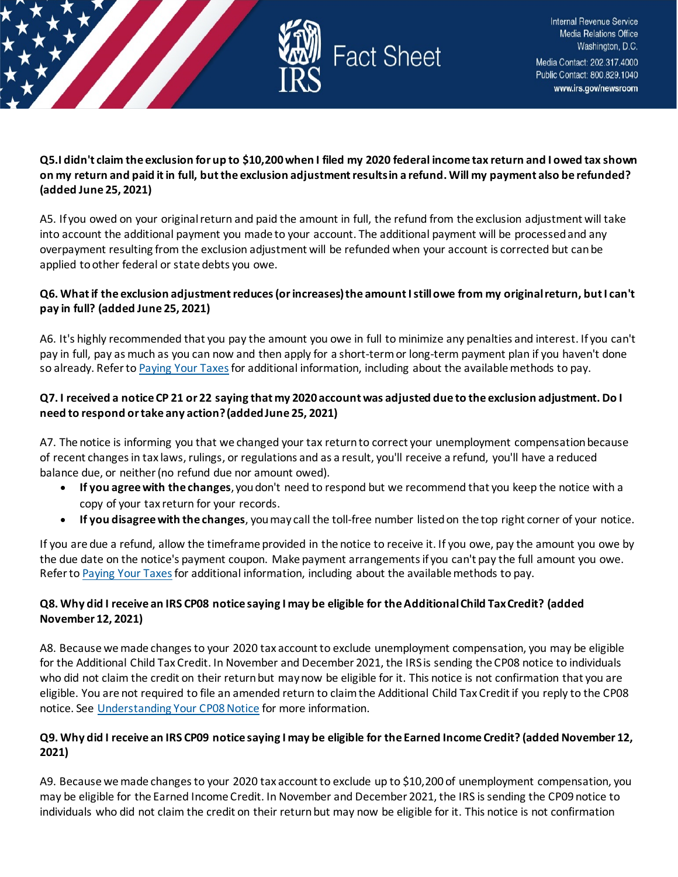**Q5. I didn't claim the exclusion for up to $10,200 when I filed my 2020 federal income tax return and I owed tax shown on my return and paid it in full, but the exclusion adjustment results in a refund. Will my payment also be refunded? (added June 25, 2021)**

A5. If you owed on your original return and paid the amount in full, the refund from the exclusion adjustment will take into account the additional payment you made to your account. The additional payment will be processed and any overpayment resulting from the exclusion adjustment will be refunded when your account is corrected but can be applied to other federal or state debts you owe.

**Q6. What if the exclusion adjustment reduces (or increases) the amount I still owe from my original return, but I can't pay in full? (added June 25, 2021)**

A6. It's highly recommended that you pay the amount you owe in full to minimize any penalties and interest. If you can't pay in full, pay as much as you can now and then apply for a short-term or long-term payment plan if you haven't done so already. Refer to Paying Your Taxes for additional information, including about the available methods to pay.

**Q7. I received a notice CP 21 or 22 saying that my 2020 account was adjusted due to the exclusion adjustment. Do I need to respond or take any action? (added June 25, 2021)**

A7. The notice is informing you that we changed your tax return to correct your unemployment compensation because of recent changes in tax laws, rulings, or regulations and as a result, you'll receive a refund, you'll have a reduced balance due, or neither (no refund due nor amount owed).

- **If you agree with the changes**, you don't need to respond but we recommend that you keep the notice with a copy of your tax return for your records.
- **If you disagree with the changes**, you may call the toll-free number listed on the top right corner of your notice.

If you are due a refund, allow the timeframe provided in the notice to receive it. If you owe, pay the amount you owe by the due date on the notice's payment coupon. Make payment arrangements if you can't pay the full amount you owe. Refer to Paying Your Taxes for additional information, including about the available methods to pay.

**Q8. Why did I receive an IRS CP08 notice saying I may be eligible for the Additional Child Tax Credit? (added November 12, 2021)**

A8. Because we made changes to your 2020 tax account to exclude unemployment compensation, you may be eligible for the Additional Child Tax Credit. In November and December 2021, the IRS is sending the CP08 notice to individuals who did not claim the credit on their return but may now be eligible for it. This notice is not confirmation that you are eligible. You are not required to file an amended return to claim the Additional Child Tax Credit if you reply to the CP08 notice. See Understanding Your CP08 Notice for more information.

**Q9. Why did I receive an IRS CP09 notice saying I may be eligible for the Earned Income Credit? (added November 12, 2021)**

A9. Because we made changes to your 2020 tax account to exclude up to $10,200 of unemployment compensation, you may be eligible for the Earned Income Credit. In November and December 2021, the IRS is sending the CP09 notice to individuals who did not claim the credit on their return but may now be eligible for it. This notice is not confirmation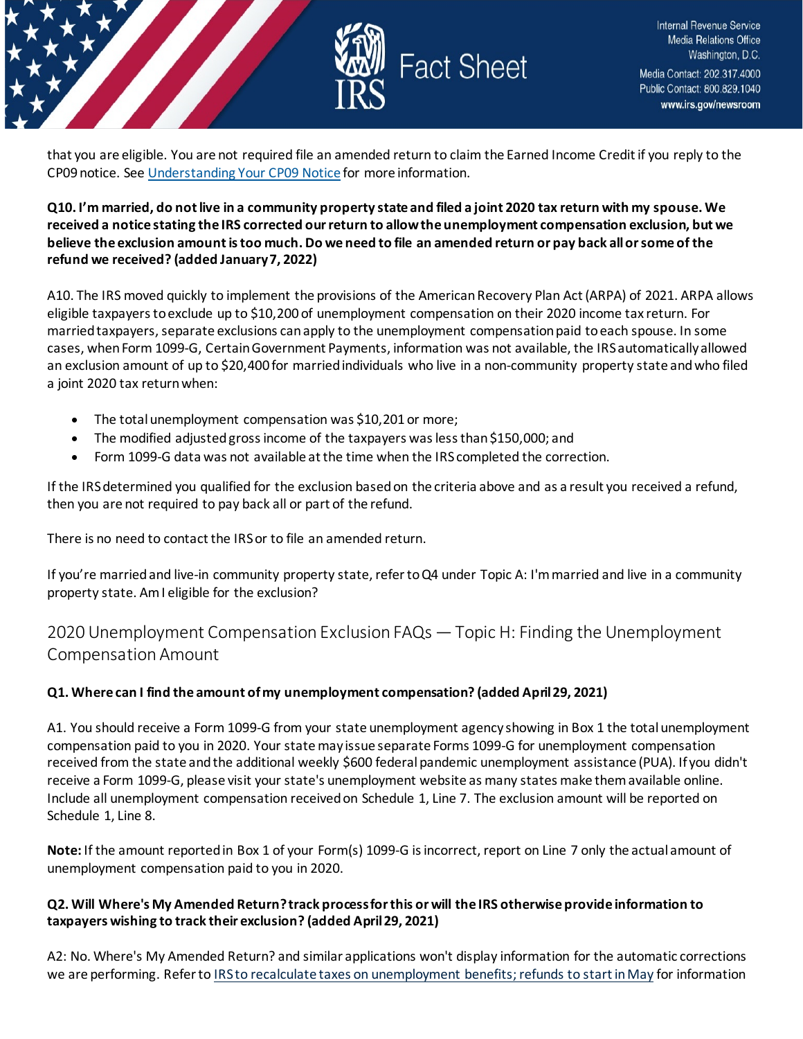that you are eligible. You are not required file an amended return to claim the Earned Income Credit if you reply to the CP09 notice. See Understanding Your CP09 Notice for more information.

**Q10. I'm married, do not live in a community property state and filed a joint 2020 tax return with my spouse. We received a notice stating the IRS corrected our return to allow the unemployment compensation exclusion, but we believe the exclusion amount is too much. Do we need to file an amended return or pay back all or some of the refund we received? (added January 7, 2022)**

A10. The IRS moved quickly to implement the provisions of the American Recovery Plan Act (ARPA) of 2021. ARPA allows eligible taxpayers to exclude up to $10,200 of unemployment compensation on their 2020 income tax return. For married taxpayers, separate exclusions can apply to the unemployment compensation paid to each spouse. In some cases, when Form 1099-G, Certain Government Payments, information was not available, the IRS automatically allowed an exclusion amount of up to $20,400 for married individuals who live in a non-community property state and who filed a joint 2020 tax return when:

- The total unemployment compensation was $10,201 or more;
- The modified adjusted gross income of the taxpayers was less than $150,000; and
- Form 1099-G data was not available at the time when the IRS completed the correction.

If the IRS determined you qualified for the exclusion based on the criteria above and as a result you received a refund, then you are not required to pay back all or part of the refund.

There is no need to contact the IRS or to file an amended return.

If you're married and live-in community property state, refer to Q4 under Topic A: I'm married and live in a community property state. Am I eligible for the exclusion?

## 2020 Unemployment Compensation Exclusion FAQs — Topic H: Finding the Unemployment Compensation Amount

**Q1. Where can I find the amount of my unemployment compensation? (added April 29, 2021)**

A1. You should receive a Form 1099-G from your state unemployment agency showing in Box 1 the total unemployment compensation paid to you in 2020. Your state may issue separate Forms 1099-G for unemployment compensation received from the state and the additional weekly $600 federal pandemic unemployment assistance (PUA). If you didn't receive a Form 1099-G, please visit your state's unemployment website as many states make them available online. Include all unemployment compensation received on Schedule 1, Line 7. The exclusion amount will be reported on Schedule 1, Line 8.

**Note:** If the amount reported in Box 1 of your Form(s) 1099-G is incorrect, report on Line 7 only the actual amount of unemployment compensation paid to you in 2020.

**Q2. Will Where's My Amended Return? track process for this or will the IRS otherwise provide information to taxpayers wishing to track their exclusion? (added April 29, 2021)**

A2: No. Where's My Amended Return? and similar applications won't display information for the automatic corrections we are performing. Refer to IRS to recalculate taxes on unemployment benefits; refunds to start in May for information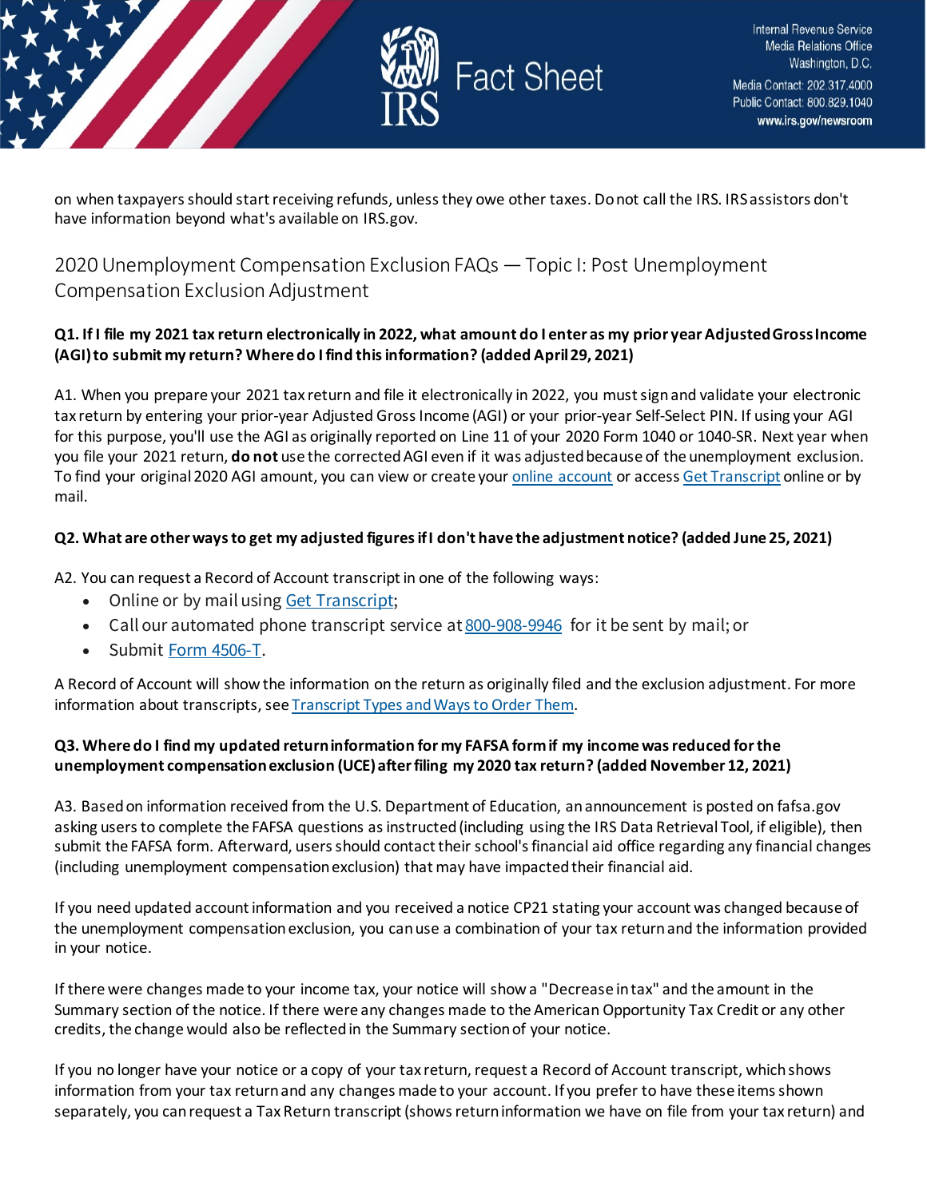on when taxpayers should start receiving refunds, unless they owe other taxes. Do not call the IRS. IRS assistors don't have information beyond what's available on IRS.gov.

## 2020 Unemployment Compensation Exclusion FAQs — Topic I: Post Unemployment Compensation Exclusion Adjustment

**Q1. If I file my 2021 tax return electronically in 2022, what amount do I enter as my prior year Adjusted Gross Income (AGI) to submit my return? Where do I find this information? (added April 29, 2021)**

A1. When you prepare your 2021 tax return and file it electronically in 2022, you must sign and validate your electronic tax return by entering your prior-year Adjusted Gross Income (AGI) or your prior-year Self-Select PIN. If using your AGI for this purpose, you'll use the AGI as originally reported on Line 11 of your 2020 Form 1040 or 1040-SR. Next year when you file your 2021 return, **do not** use the corrected AGI even if it was adjusted because of the unemployment exclusion. To find your original 2020 AGI amount, you can view or create your online account or access Get Transcript online or by mail.

**Q2. What are other ways to get my adjusted figures if I don't have the adjustment notice? (added June 25, 2021)**

A2. You can request a Record of Account transcript in one of the following ways:

- Online or by mail using Get Transcript;
- Call our automated phone transcript service at 800-908-9946 for it be sent by mail; or
- Submit Form 4506-T.

A Record of Account will show the information on the return as originally filed and the exclusion adjustment. For more information about transcripts, see Transcript Types and Ways to Order Them.

**Q3. Where do I find my updated return information for my FAFSA form if my income was reduced for the unemployment compensation exclusion (UCE) after filing my 2020 tax return? (added November 12, 2021)**

A3. Based on information received from the U.S. Department of Education, an announcement is posted on fafsa.gov asking users to complete the FAFSA questions as instructed (including using the IRS Data Retrieval Tool, if eligible), then submit the FAFSA form. Afterward, users should contact their school's financial aid office regarding any financial changes (including unemployment compensation exclusion) that may have impacted their financial aid.

If you need updated account information and you received a notice CP21 stating your account was changed because of the unemployment compensation exclusion, you can use a combination of your tax return and the information provided in your notice.

If there were changes made to your income tax, your notice will show a "Decrease in tax" and the amount in the Summary section of the notice. If there were any changes made to the American Opportunity Tax Credit or any other credits, the change would also be reflected in the Summary section of your notice.

If you no longer have your notice or a copy of your tax return, request a Record of Account transcript, which shows information from your tax return and any changes made to your account. If you prefer to have these items shown separately, you can request a Tax Return transcript (shows return information we have on file from your tax return) and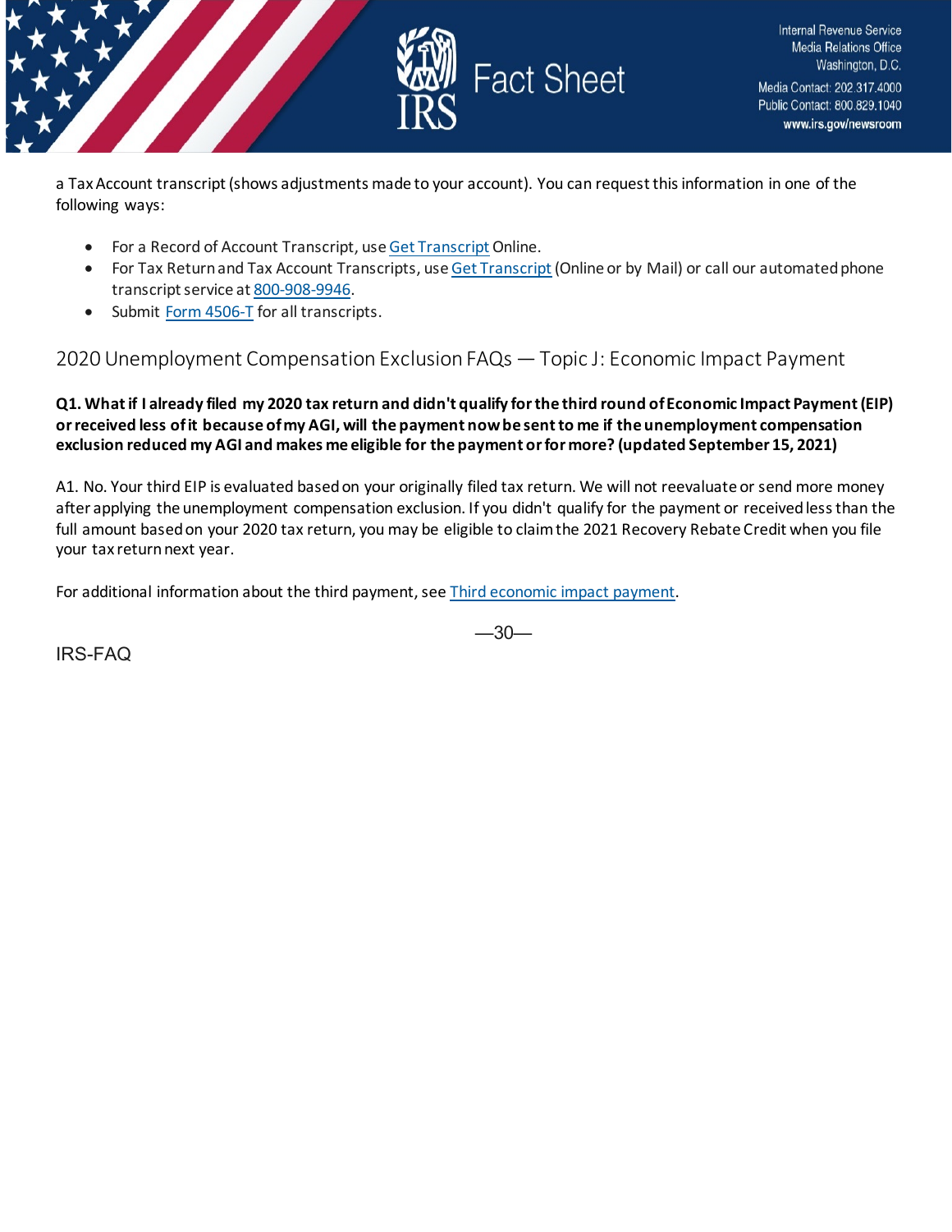a Tax Account transcript (shows adjustments made to your account). You can request this information in one of the following ways:

- For a Record of Account Transcript, use Get Transcript Online.
- For Tax Return and Tax Account Transcripts, use Get Transcript (Online or by Mail) or call our automated phone transcript service at 800-908-9946.
- Submit Form 4506-T for all transcripts.

## 2020 Unemployment Compensation Exclusion FAQs — Topic J: Economic Impact Payment

**Q1. What if I already filed my 2020 tax return and didn't qualify for the third round of Economic Impact Payment (EIP) or received less of it because of my AGI, will the payment now be sent to me if the unemployment compensation exclusion reduced my AGI and makes me eligible for the payment or for more? (updated September 15, 2021)**

A1. No. Your third EIP is evaluated based on your originally filed tax return. We will not reevaluate or send more money after applying the unemployment compensation exclusion. If you didn't qualify for the payment or received less than the full amount based on your 2020 tax return, you may be eligible to claim the 2021 Recovery Rebate Credit when you file your tax return next year.

For additional information about the third payment, see Third economic impact payment.

—30—

IRS-FAQ